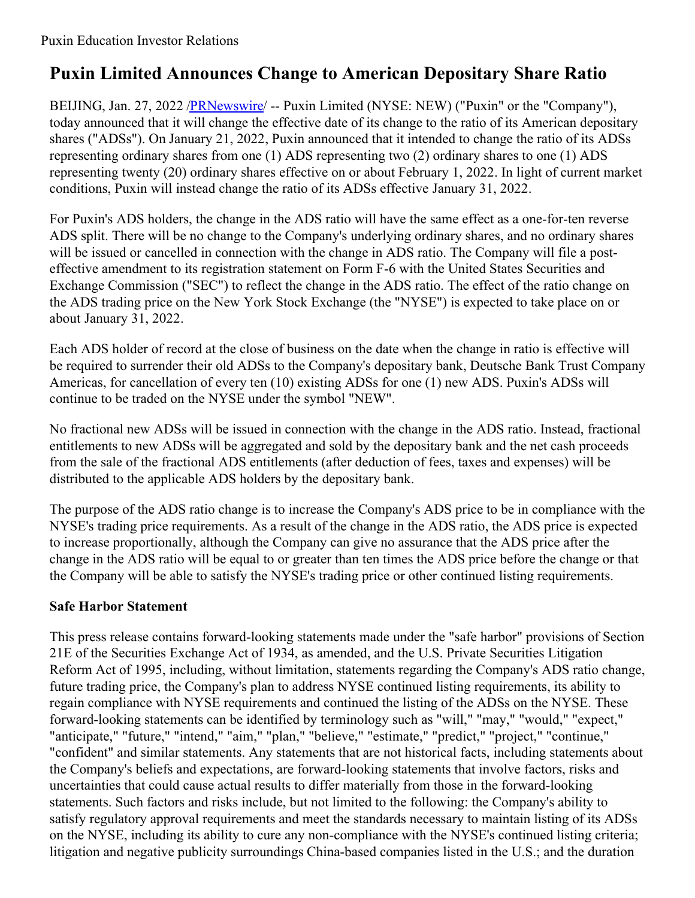Puxin Education Investor Relations

# Puxin Limited Announces Change to American Depositary Share Ratio

BEIJING, Jan. 27, 2022 /PRNewswire/ -- Puxin Limited (NYSE: NEW) ("Puxin" or the "Company"), today announced that it will change the effective date of its change to the ratio of its American depositary shares ("ADSs"). On January 21, 2022, Puxin announced that it intended to change the ratio of its ADSs representing ordinary shares from one (1) ADS representing two (2) ordinary shares to one (1) ADS representing twenty (20) ordinary shares effective on or about February 1, 2022. In light of current market conditions, Puxin will instead change the ratio of its ADSs effective January 31, 2022.

For Puxin's ADS holders, the change in the ADS ratio will have the same effect as a one-for-ten reverse ADS split. There will be no change to the Company's underlying ordinary shares, and no ordinary shares will be issued or cancelled in connection with the change in ADS ratio. The Company will file a post-effective amendment to its registration statement on Form F-6 with the United States Securities and Exchange Commission ("SEC") to reflect the change in the ADS ratio. The effect of the ratio change on the ADS trading price on the New York Stock Exchange (the "NYSE") is expected to take place on or about January 31, 2022.

Each ADS holder of record at the close of business on the date when the change in ratio is effective will be required to surrender their old ADSs to the Company's depositary bank, Deutsche Bank Trust Company Americas, for cancellation of every ten (10) existing ADSs for one (1) new ADS. Puxin's ADSs will continue to be traded on the NYSE under the symbol "NEW".

No fractional new ADSs will be issued in connection with the change in the ADS ratio. Instead, fractional entitlements to new ADSs will be aggregated and sold by the depositary bank and the net cash proceeds from the sale of the fractional ADS entitlements (after deduction of fees, taxes and expenses) will be distributed to the applicable ADS holders by the depositary bank.

The purpose of the ADS ratio change is to increase the Company's ADS price to be in compliance with the NYSE's trading price requirements. As a result of the change in the ADS ratio, the ADS price is expected to increase proportionally, although the Company can give no assurance that the ADS price after the change in the ADS ratio will be equal to or greater than ten times the ADS price before the change or that the Company will be able to satisfy the NYSE's trading price or other continued listing requirements.

**Safe Harbor Statement**

This press release contains forward-looking statements made under the "safe harbor" provisions of Section 21E of the Securities Exchange Act of 1934, as amended, and the U.S. Private Securities Litigation Reform Act of 1995, including, without limitation, statements regarding the Company's ADS ratio change, future trading price, the Company's plan to address NYSE continued listing requirements, its ability to regain compliance with NYSE requirements and continued the listing of the ADSs on the NYSE. These forward-looking statements can be identified by terminology such as "will," "may," "would," "expect," "anticipate," "future," "intend," "aim," "plan," "believe," "estimate," "predict," "project," "continue," "confident" and similar statements. Any statements that are not historical facts, including statements about the Company's beliefs and expectations, are forward-looking statements that involve factors, risks and uncertainties that could cause actual results to differ materially from those in the forward-looking statements. Such factors and risks include, but not limited to the following: the Company's ability to satisfy regulatory approval requirements and meet the standards necessary to maintain listing of its ADSs on the NYSE, including its ability to cure any non-compliance with the NYSE's continued listing criteria; litigation and negative publicity surroundings China-based companies listed in the U.S.; and the duration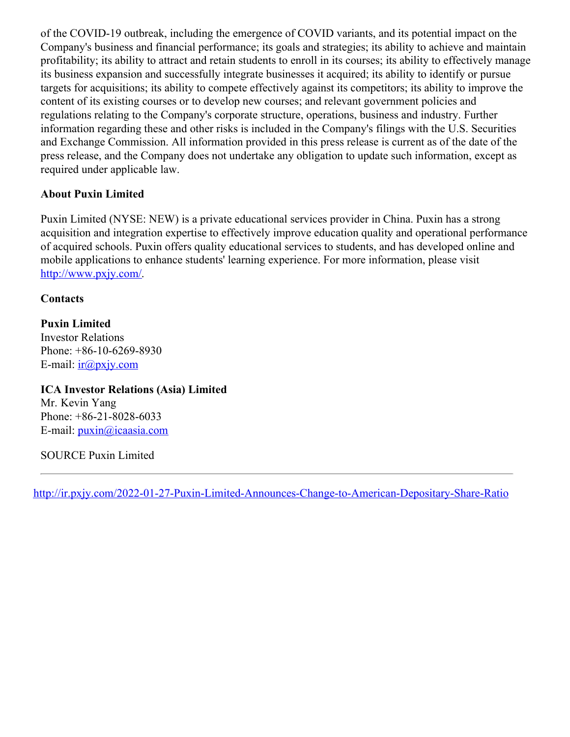of the COVID-19 outbreak, including the emergence of COVID variants, and its potential impact on the Company's business and financial performance; its goals and strategies; its ability to achieve and maintain profitability; its ability to attract and retain students to enroll in its courses; its ability to effectively manage its business expansion and successfully integrate businesses it acquired; its ability to identify or pursue targets for acquisitions; its ability to compete effectively against its competitors; its ability to improve the content of its existing courses or to develop new courses; and relevant government policies and regulations relating to the Company's corporate structure, operations, business and industry. Further information regarding these and other risks is included in the Company's filings with the U.S. Securities and Exchange Commission. All information provided in this press release is current as of the date of the press release, and the Company does not undertake any obligation to update such information, except as required under applicable law.

**About Puxin Limited**

Puxin Limited (NYSE: NEW) is a private educational services provider in China. Puxin has a strong acquisition and integration expertise to effectively improve education quality and operational performance of acquired schools. Puxin offers quality educational services to students, and has developed online and mobile applications to enhance students' learning experience. For more information, please visit http://www.pxjy.com/.

**Contacts**

**Puxin Limited**
Investor Relations
Phone: +86-10-6269-8930
E-mail: ir@pxjy.com

**ICA Investor Relations (Asia) Limited**
Mr. Kevin Yang
Phone: +86-21-8028-6033
E-mail: puxin@icaasia.com

SOURCE Puxin Limited

---

http://ir.pxjy.com/2022-01-27-Puxin-Limited-Announces-Change-to-American-Depositary-Share-Ratio